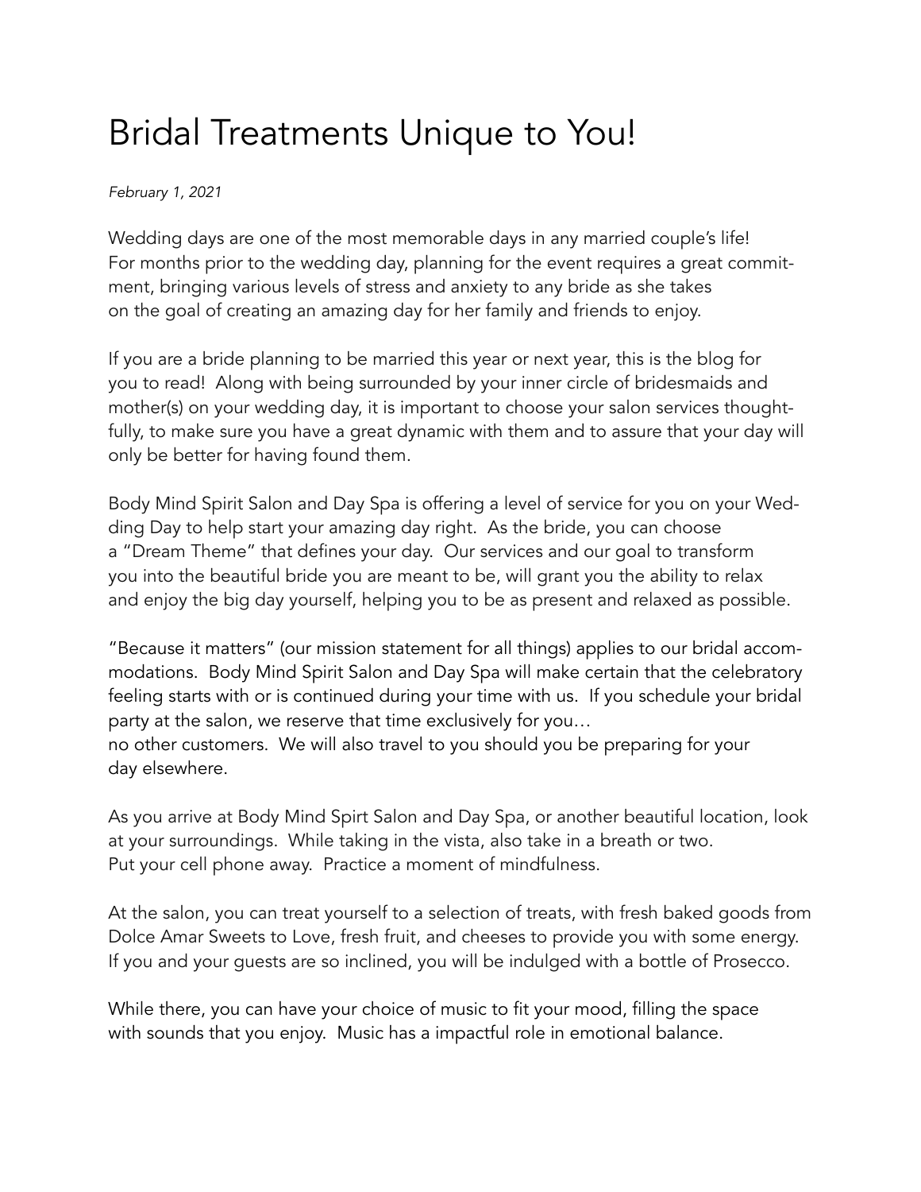# Bridal Treatments Unique to You!

*February 1, 2021*

Wedding days are one of the most memorable days in any married couple's life! For months prior to the wedding day, planning for the event requires a great commitment, bringing various levels of stress and anxiety to any bride as she takes on the goal of creating an amazing day for her family and friends to enjoy.

If you are a bride planning to be married this year or next year, this is the blog for you to read! Along with being surrounded by your inner circle of bridesmaids and mother(s) on your wedding day, it is important to choose your salon services thoughtfully, to make sure you have a great dynamic with them and to assure that your day will only be better for having found them.

Body Mind Spirit Salon and Day Spa is offering a level of service for you on your Wedding Day to help start your amazing day right. As the bride, you can choose a "Dream Theme" that defines your day. Our services and our goal to transform you into the beautiful bride you are meant to be, will grant you the ability to relax and enjoy the big day yourself, helping you to be as present and relaxed as possible.

"Because it matters" (our mission statement for all things) applies to our bridal accommodations. Body Mind Spirit Salon and Day Spa will make certain that the celebratory feeling starts with or is continued during your time with us. If you schedule your bridal party at the salon, we reserve that time exclusively for you… no other customers. We will also travel to you should you be preparing for your day elsewhere.

As you arrive at Body Mind Spirt Salon and Day Spa, or another beautiful location, look at your surroundings. While taking in the vista, also take in a breath or two. Put your cell phone away. Practice a moment of mindfulness.

At the salon, you can treat yourself to a selection of treats, with fresh baked goods from Dolce Amar Sweets to Love, fresh fruit, and cheeses to provide you with some energy. If you and your guests are so inclined, you will be indulged with a bottle of Prosecco.

While there, you can have your choice of music to fit your mood, filling the space with sounds that you enjoy. Music has a impactful role in emotional balance.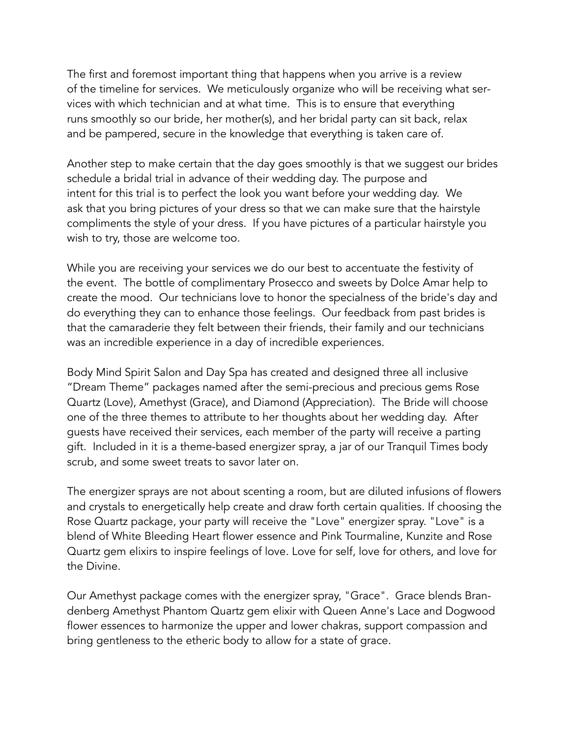The first and foremost important thing that happens when you arrive is a review of the timeline for services. We meticulously organize who will be receiving what services with which technician and at what time. This is to ensure that everything runs smoothly so our bride, her mother(s), and her bridal party can sit back, relax and be pampered, secure in the knowledge that everything is taken care of.

Another step to make certain that the day goes smoothly is that we suggest our brides schedule a bridal trial in advance of their wedding day. The purpose and intent for this trial is to perfect the look you want before your wedding day. We ask that you bring pictures of your dress so that we can make sure that the hairstyle compliments the style of your dress. If you have pictures of a particular hairstyle you wish to try, those are welcome too.

While you are receiving your services we do our best to accentuate the festivity of the event. The bottle of complimentary Prosecco and sweets by Dolce Amar help to create the mood. Our technicians love to honor the specialness of the bride's day and do everything they can to enhance those feelings. Our feedback from past brides is that the camaraderie they felt between their friends, their family and our technicians was an incredible experience in a day of incredible experiences.

Body Mind Spirit Salon and Day Spa has created and designed three all inclusive "Dream Theme" packages named after the semi-precious and precious gems Rose Quartz (Love), Amethyst (Grace), and Diamond (Appreciation). The Bride will choose one of the three themes to attribute to her thoughts about her wedding day. After guests have received their services, each member of the party will receive a parting gift. Included in it is a theme-based energizer spray, a jar of our Tranquil Times body scrub, and some sweet treats to savor later on.

The energizer sprays are not about scenting a room, but are diluted infusions of flowers and crystals to energetically help create and draw forth certain qualities. If choosing the Rose Quartz package, your party will receive the "Love" energizer spray. "Love" is a blend of White Bleeding Heart flower essence and Pink Tourmaline, Kunzite and Rose Quartz gem elixirs to inspire feelings of love. Love for self, love for others, and love for the Divine.

Our Amethyst package comes with the energizer spray, "Grace". Grace blends Brandenberg Amethyst Phantom Quartz gem elixir with Queen Anne's Lace and Dogwood flower essences to harmonize the upper and lower chakras, support compassion and bring gentleness to the etheric body to allow for a state of grace.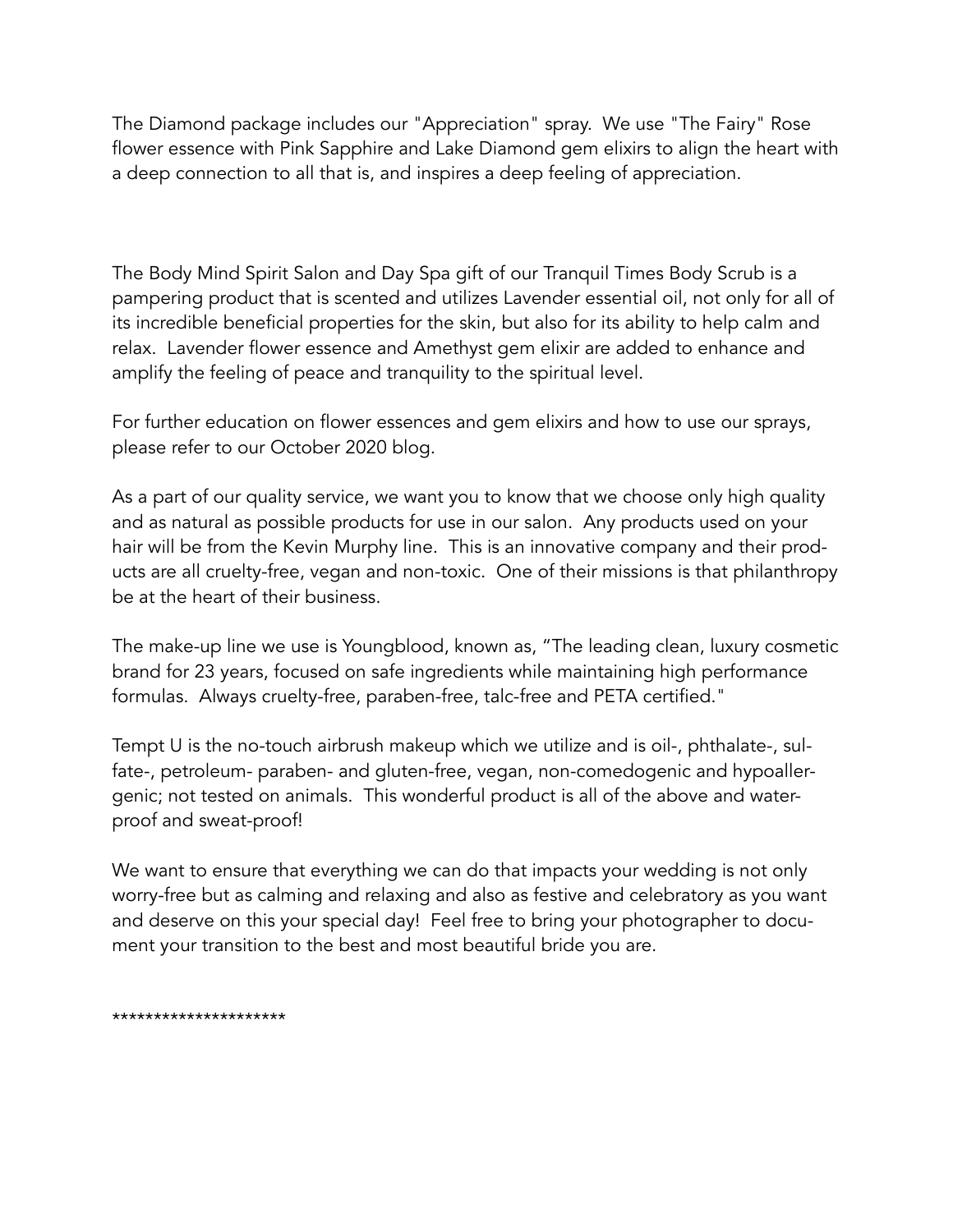The Diamond package includes our "Appreciation" spray. We use "The Fairy" Rose flower essence with Pink Sapphire and Lake Diamond gem elixirs to align the heart with a deep connection to all that is, and inspires a deep feeling of appreciation.

The Body Mind Spirit Salon and Day Spa gift of our Tranquil Times Body Scrub is a pampering product that is scented and utilizes Lavender essential oil, not only for all of its incredible beneficial properties for the skin, but also for its ability to help calm and relax. Lavender flower essence and Amethyst gem elixir are added to enhance and amplify the feeling of peace and tranquility to the spiritual level.

For further education on flower essences and gem elixirs and how to use our sprays, please refer to our October 2020 blog.

As a part of our quality service, we want you to know that we choose only high quality and as natural as possible products for use in our salon. Any products used on your hair will be from the Kevin Murphy line. This is an innovative company and their products are all cruelty-free, vegan and non-toxic. One of their missions is that philanthropy be at the heart of their business.

The make-up line we use is Youngblood, known as, "The leading clean, luxury cosmetic brand for 23 years, focused on safe ingredients while maintaining high performance formulas. Always cruelty-free, paraben-free, talc-free and PETA certified."

Tempt U is the no-touch airbrush makeup which we utilize and is oil-, phthalate-, sulfate-, petroleum- paraben- and gluten-free, vegan, non-comedogenic and hypoallergenic; not tested on animals. This wonderful product is all of the above and waterproof and sweat-proof!

We want to ensure that everything we can do that impacts your wedding is not only worry-free but as calming and relaxing and also as festive and celebratory as you want and deserve on this your special day! Feel free to bring your photographer to document your transition to the best and most beautiful bride you are.

********************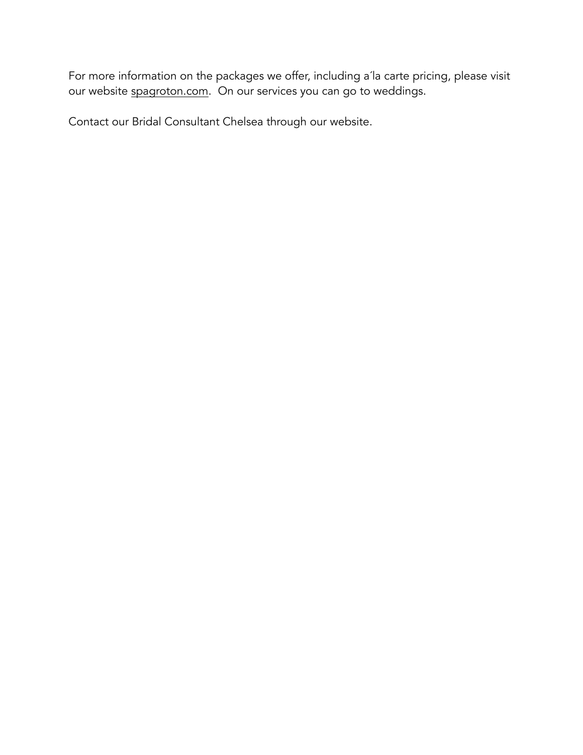For more information on the packages we offer, including a´la carte pricing, please visit our website spagroton.com.  On our services you can go to weddings.

Contact our Bridal Consultant Chelsea through our website.